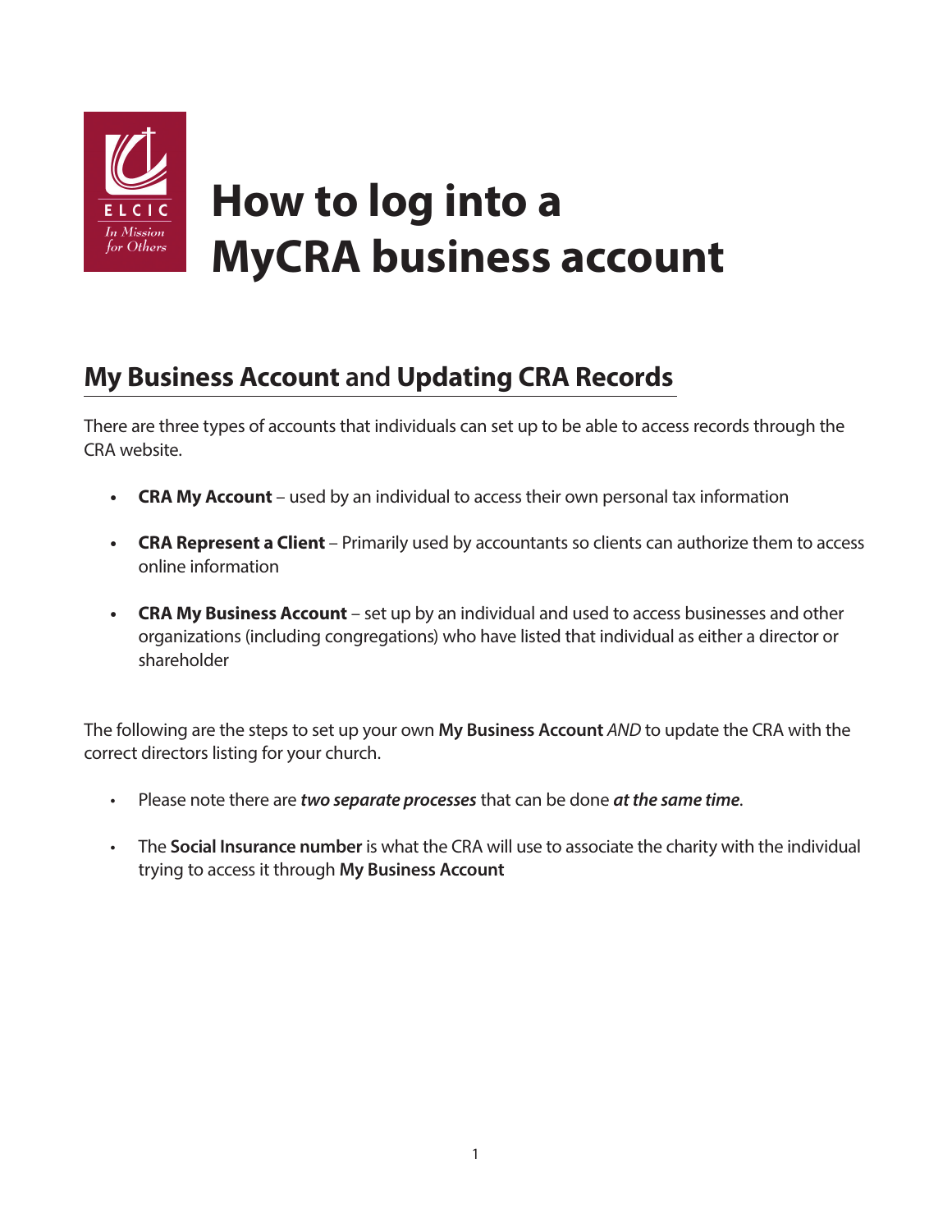# How to log into a MyCRA business account

## **My Business Account** and **Updating CRA Records**

There are three types of accounts that individuals can set up to be able to access records through the CRA website.

- **CRA My Account** – used by an individual to access their own personal tax information
- **CRA Represent a Client** – Primarily used by accountants so clients can authorize them to access online information
- **CRA My Business Account** – set up by an individual and used to access businesses and other organizations (including congregations) who have listed that individual as either a director or shareholder

The following are the steps to set up your own **My Business Account** *AND* to update the CRA with the correct directors listing for your church.

- Please note there are ***two separate processes*** that can be done ***at the same time***.
- The **Social Insurance number** is what the CRA will use to associate the charity with the individual trying to access it through **My Business Account**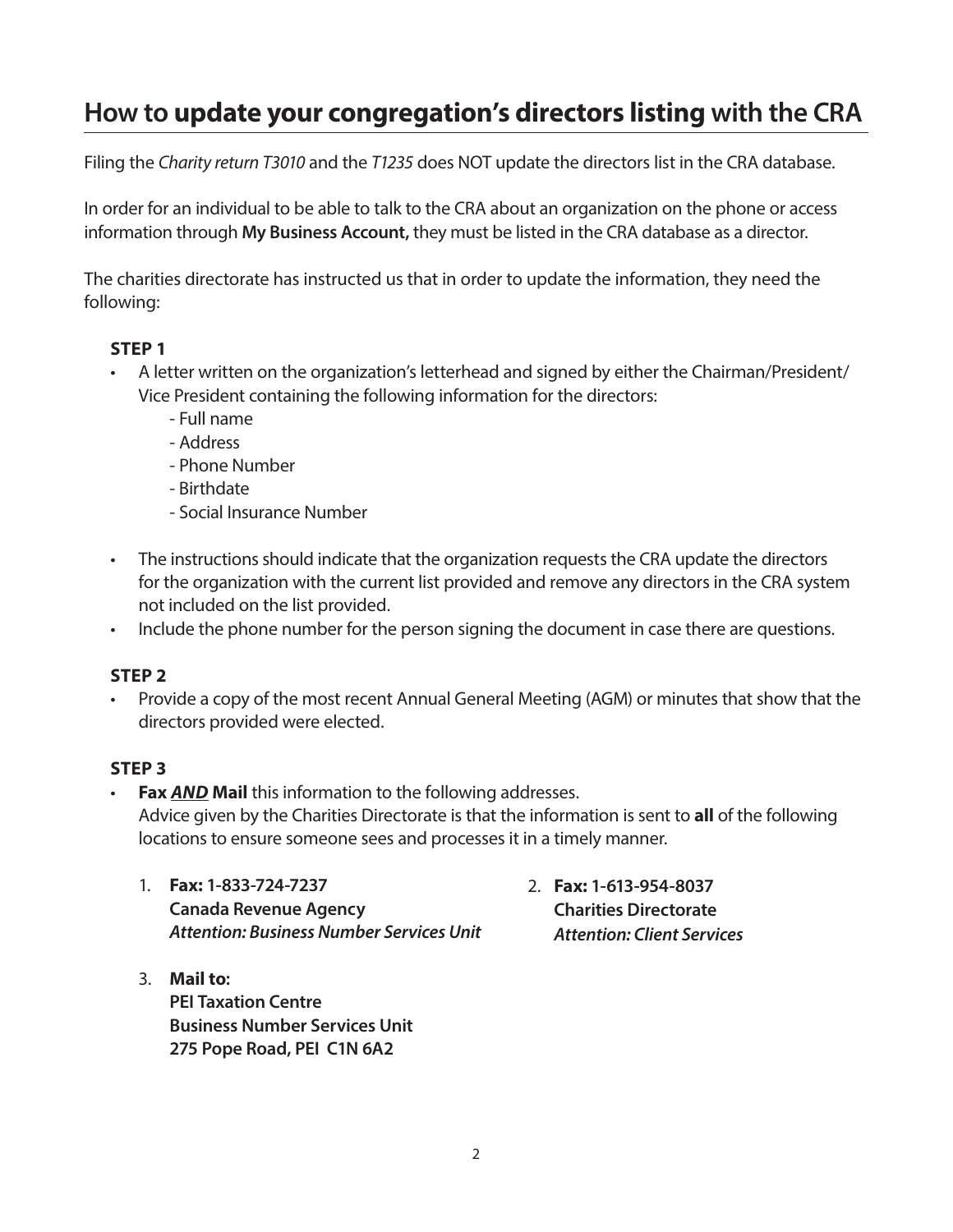# How to **update your congregation's directors listing** with the CRA

Filing the *Charity return T3010* and the *T1235* does NOT update the directors list in the CRA database.

In order for an individual to be able to talk to the CRA about an organization on the phone or access information through **My Business Account,** they must be listed in the CRA database as a director.

The charities directorate has instructed us that in order to update the information, they need the following:

**STEP 1**

- A letter written on the organization's letterhead and signed by either the Chairman/President/Vice President containing the following information for the directors:
  - Full name
  - Address
  - Phone Number
  - Birthdate
  - Social Insurance Number
- The instructions should indicate that the organization requests the CRA update the directors for the organization with the current list provided and remove any directors in the CRA system not included on the list provided.
- Include the phone number for the person signing the document in case there are questions.

**STEP 2**

- Provide a copy of the most recent Annual General Meeting (AGM) or minutes that show that the directors provided were elected.

**STEP 3**

- **Fax *AND* Mail** this information to the following addresses.
  Advice given by the Charities Directorate is that the information is sent to **all** of the following locations to ensure someone sees and processes it in a timely manner.

1. **Fax: 1-833-724-7237**
   **Canada Revenue Agency**
   ***Attention: Business Number Services Unit***
2. **Fax: 1-613-954-8037**
   **Charities Directorate**
   ***Attention: Client Services***
3. **Mail to:**
   **PEI Taxation Centre**
   **Business Number Services Unit**
   **275 Pope Road, PEI C1N 6A2**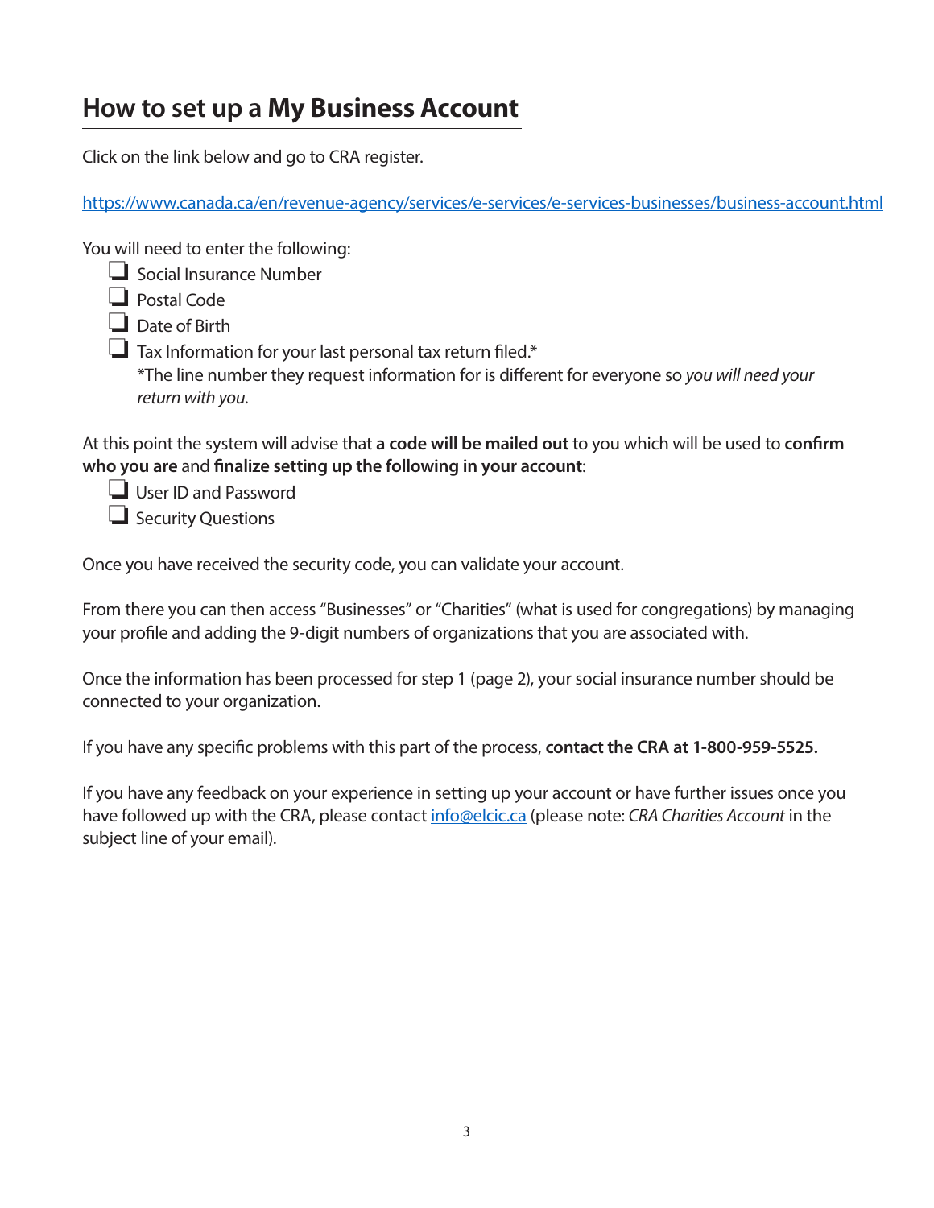## How to set up a **My Business Account**

Click on the link below and go to CRA register.

https://www.canada.ca/en/revenue-agency/services/e-services/e-services-businesses/business-account.html

You will need to enter the following:

- ❑ Social Insurance Number
- ❑ Postal Code
- ❑ Date of Birth
- ❑ Tax Information for your last personal tax return filed.*
  *The line number they request information for is different for everyone so *you will need your return with you.*

At this point the system will advise that **a code will be mailed out** to you which will be used to **confirm who you are** and **finalize setting up the following in your account**:

- ❑ User ID and Password
- ❑ Security Questions

Once you have received the security code, you can validate your account.

From there you can then access "Businesses" or "Charities" (what is used for congregations) by managing your profile and adding the 9-digit numbers of organizations that you are associated with.

Once the information has been processed for step 1 (page 2), your social insurance number should be connected to your organization.

If you have any specific problems with this part of the process, **contact the CRA at 1-800-959-5525.**

If you have any feedback on your experience in setting up your account or have further issues once you have followed up with the CRA, please contact info@elcic.ca (please note: *CRA Charities Account* in the subject line of your email).